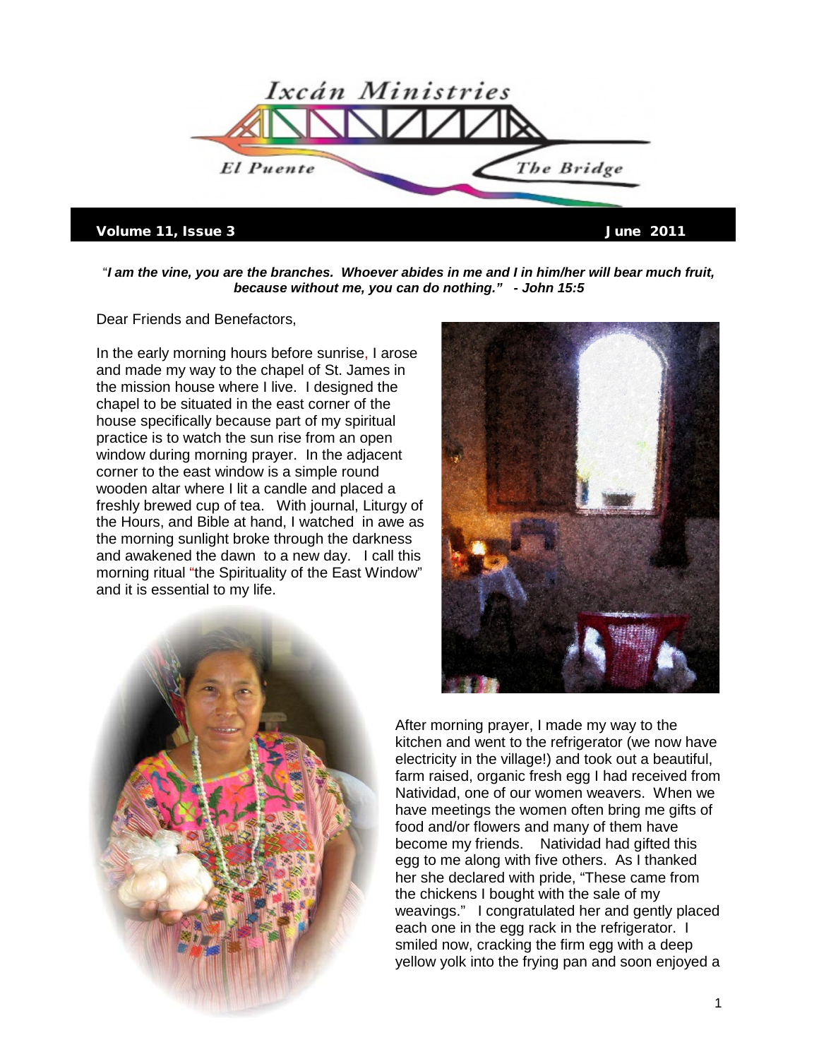# Ixcán Ministries

El Puente — The Bridge

**Volume 11, Issue 3** — **June 2011**

"***I am the vine, you are the branches. Whoever abides in me and I in him/her will bear much fruit, because without me, you can do nothing." - John 15:5***

Dear Friends and Benefactors,

In the early morning hours before sunrise, I arose and made my way to the chapel of St. James in the mission house where I live. I designed the chapel to be situated in the east corner of the house specifically because part of my spiritual practice is to watch the sun rise from an open window during morning prayer. In the adjacent corner to the east window is a simple round wooden altar where I lit a candle and placed a freshly brewed cup of tea. With journal, Liturgy of the Hours, and Bible at hand, I watched in awe as the morning sunlight broke through the darkness and awakened the dawn to a new day. I call this morning ritual "the Spirituality of the East Window" and it is essential to my life.

After morning prayer, I made my way to the kitchen and went to the refrigerator (we now have electricity in the village!) and took out a beautiful, farm raised, organic fresh egg I had received from Natividad, one of our women weavers. When we have meetings the women often bring me gifts of food and/or flowers and many of them have become my friends. Natividad had gifted this egg to me along with five others. As I thanked her she declared with pride, "These came from the chickens I bought with the sale of my weavings." I congratulated her and gently placed each one in the egg rack in the refrigerator. I smiled now, cracking the firm egg with a deep yellow yolk into the frying pan and soon enjoyed a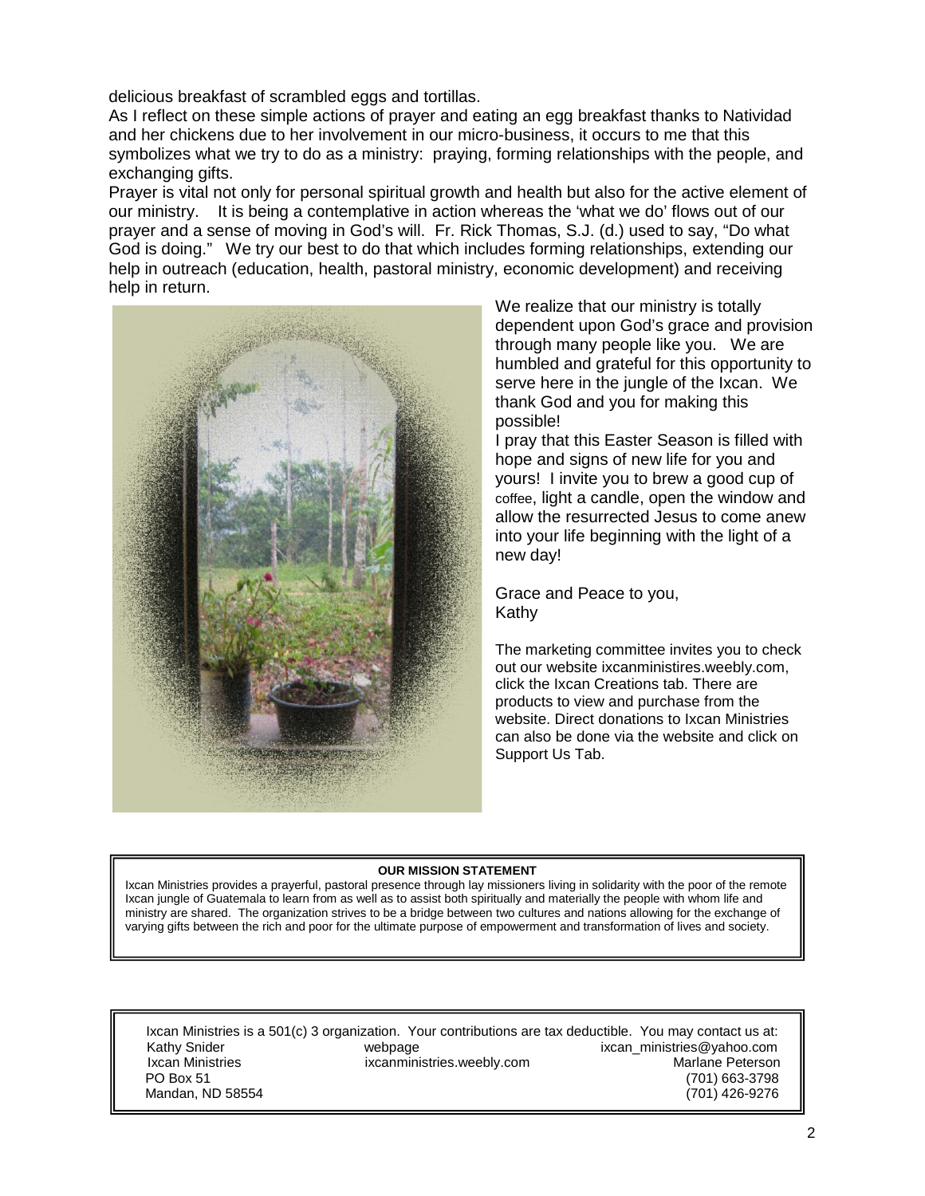delicious breakfast of scrambled eggs and tortillas.

As I reflect on these simple actions of prayer and eating an egg breakfast thanks to Natividad and her chickens due to her involvement in our micro-business, it occurs to me that this symbolizes what we try to do as a ministry: praying, forming relationships with the people, and exchanging gifts.

Prayer is vital not only for personal spiritual growth and health but also for the active element of our ministry. It is being a contemplative in action whereas the 'what we do' flows out of our prayer and a sense of moving in God's will. Fr. Rick Thomas, S.J. (d.) used to say, "Do what God is doing." We try our best to do that which includes forming relationships, extending our help in outreach (education, health, pastoral ministry, economic development) and receiving help in return.

We realize that our ministry is totally dependent upon God's grace and provision through many people like you. We are humbled and grateful for this opportunity to serve here in the jungle of the Ixcan. We thank God and you for making this possible!

I pray that this Easter Season is filled with hope and signs of new life for you and yours! I invite you to brew a good cup of coffee, light a candle, open the window and allow the resurrected Jesus to come anew into your life beginning with the light of a new day!

Grace and Peace to you,
Kathy

The marketing committee invites you to check out our website ixcanministires.weebly.com, click the Ixcan Creations tab. There are products to view and purchase from the website. Direct donations to Ixcan Ministries can also be done via the website and click on Support Us Tab.

**OUR MISSION STATEMENT**

Ixcan Ministries provides a prayerful, pastoral presence through lay missioners living in solidarity with the poor of the remote Ixcan jungle of Guatemala to learn from as well as to assist both spiritually and materially the people with whom life and ministry are shared. The organization strives to be a bridge between two cultures and nations allowing for the exchange of varying gifts between the rich and poor for the ultimate purpose of empowerment and transformation of lives and society.

Ixcan Ministries is a 501(c) 3 organization. Your contributions are tax deductible. You may contact us at:

| | | |
|---|---|---|
| Kathy Snider | webpage | ixcan_ministries@yahoo.com |
| Ixcan Ministries | ixcanministries.weebly.com | Marlane Peterson |
| PO Box 51 | | (701) 663-3798 |
| Mandan, ND 58554 | | (701) 426-9276 |